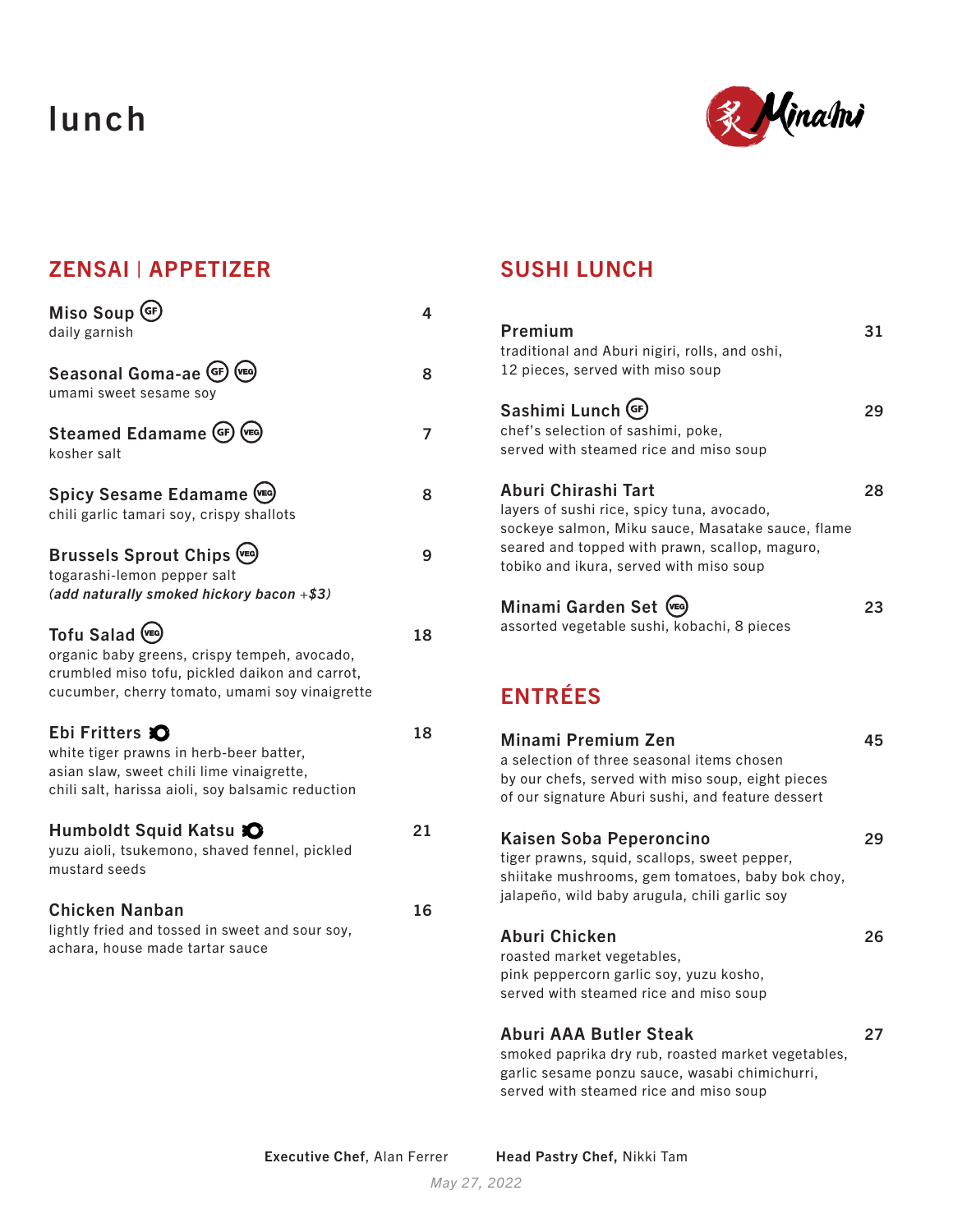# lunch

Minami

## ZENSAI | APPETIZER

**Miso Soup** (GF) — 4
daily garnish

**Seasonal Goma-ae** (GF) (VEG) — 8
umami sweet sesame soy

**Steamed Edamame** (GF) (VEG) — 7
kosher salt

**Spicy Sesame Edamame** (VEG) — 8
chili garlic tamari soy, crispy shallots

**Brussels Sprout Chips** (VEG) — 9
togarashi-lemon pepper salt
*(add naturally smoked hickory bacon +$3)*

**Tofu Salad** (VEG) — 18
organic baby greens, crispy tempeh, avocado, crumbled miso tofu, pickled daikon and carrot, cucumber, cherry tomato, umami soy vinaigrette

**Ebi Fritters** — 18
white tiger prawns in herb-beer batter, asian slaw, sweet chili lime vinaigrette, chili salt, harissa aioli, soy balsamic reduction

**Humboldt Squid Katsu** — 21
yuzu aioli, tsukemono, shaved fennel, pickled mustard seeds

**Chicken Nanban** — 16
lightly fried and tossed in sweet and sour soy, achara, house made tartar sauce

## SUSHI LUNCH

**Premium** — 31
traditional and Aburi nigiri, rolls, and oshi, 12 pieces, served with miso soup

**Sashimi Lunch** (GF) — 29
chef's selection of sashimi, poke, served with steamed rice and miso soup

**Aburi Chirashi Tart** — 28
layers of sushi rice, spicy tuna, avocado, sockeye salmon, Miku sauce, Masatake sauce, flame seared and topped with prawn, scallop, maguro, tobiko and ikura, served with miso soup

**Minami Garden Set** (VEG) — 23
assorted vegetable sushi, kobachi, 8 pieces

## ENTRÉES

**Minami Premium Zen** — 45
a selection of three seasonal items chosen by our chefs, served with miso soup, eight pieces of our signature Aburi sushi, and feature dessert

**Kaisen Soba Peperoncino** — 29
tiger prawns, squid, scallops, sweet pepper, shiitake mushrooms, gem tomatoes, baby bok choy, jalapeño, wild baby arugula, chili garlic soy

**Aburi Chicken** — 26
roasted market vegetables, pink peppercorn garlic soy, yuzu kosho, served with steamed rice and miso soup

**Aburi AAA Butler Steak** — 27
smoked paprika dry rub, roasted market vegetables, garlic sesame ponzu sauce, wasabi chimichurri, served with steamed rice and miso soup

**Executive Chef**, Alan Ferrer **Head Pastry Chef**, Nikki Tam

*May 27, 2022*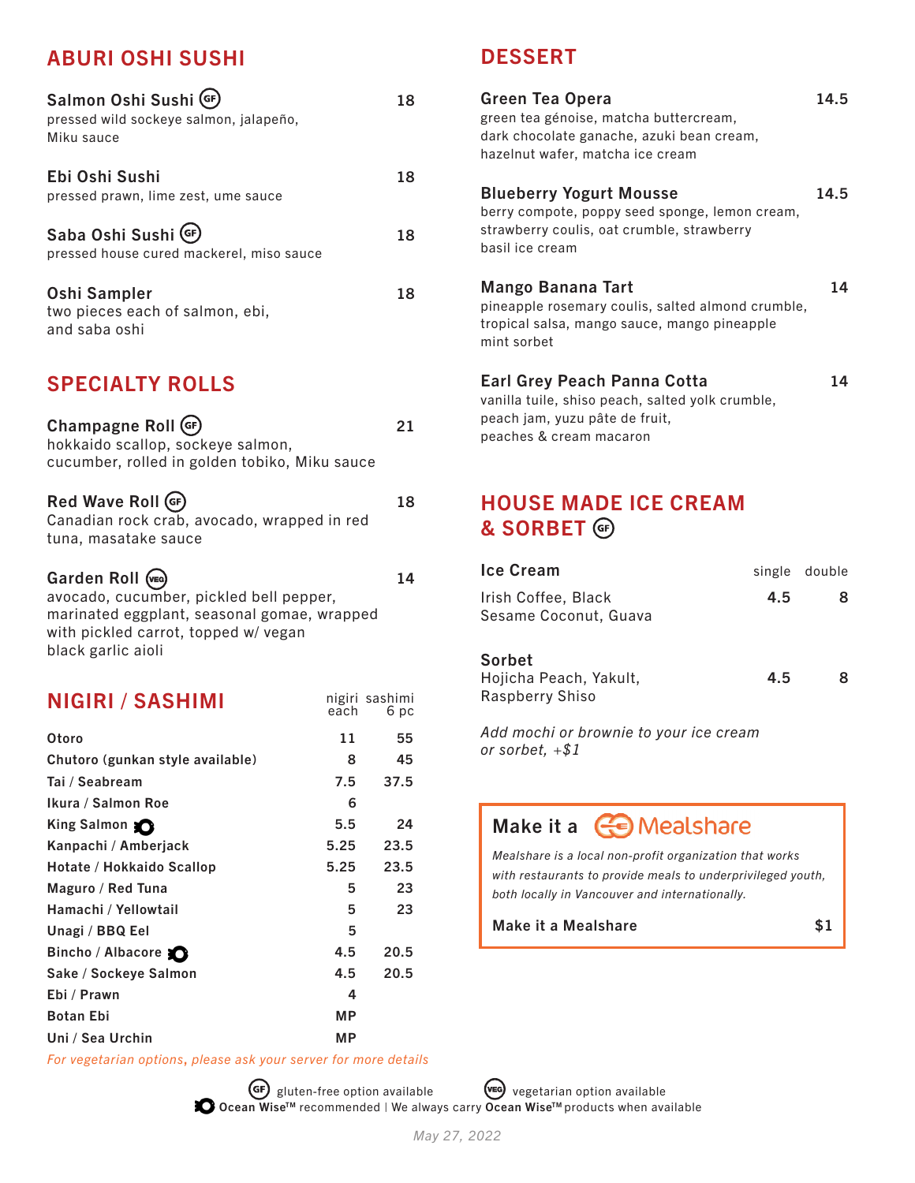## ABURI OSHI SUSHI

**Salmon Oshi Sushi** (GF) — 18
pressed wild sockeye salmon, jalapeño, Miku sauce

**Ebi Oshi Sushi** — 18
pressed prawn, lime zest, ume sauce

**Saba Oshi Sushi** (GF) — 18
pressed house cured mackerel, miso sauce

**Oshi Sampler** — 18
two pieces each of salmon, ebi, and saba oshi

## SPECIALTY ROLLS

**Champagne Roll** (GF) — 21
hokkaido scallop, sockeye salmon, cucumber, rolled in golden tobiko, Miku sauce

**Red Wave Roll** (GF) — 18
Canadian rock crab, avocado, wrapped in red tuna, masatake sauce

**Garden Roll** (VEG) — 14
avocado, cucumber, pickled bell pepper, marinated eggplant, seasonal gomae, wrapped with pickled carrot, topped w/ vegan black garlic aioli

## NIGIRI / SASHIMI

| | nigiri each | sashimi 6 pc |
|---|---|---|
| Otoro | 11 | 55 |
| Chutoro (gunkan style available) | 8 | 45 |
| Tai / Seabream | 7.5 | 37.5 |
| Ikura / Salmon Roe | 6 | |
| King Salmon (Ocean Wise) | 5.5 | 24 |
| Kanpachi / Amberjack | 5.25 | 23.5 |
| Hotate / Hokkaido Scallop | 5.25 | 23.5 |
| Maguro / Red Tuna | 5 | 23 |
| Hamachi / Yellowtail | 5 | 23 |
| Unagi / BBQ Eel | 5 | |
| Bincho / Albacore (Ocean Wise) | 4.5 | 20.5 |
| Sake / Sockeye Salmon | 4.5 | 20.5 |
| Ebi / Prawn | 4 | |
| Botan Ebi | MP | |
| Uni / Sea Urchin | MP | |

*For vegetarian options, please ask your server for more details*

## DESSERT

**Green Tea Opera** — 14.5
green tea génoise, matcha buttercream, dark chocolate ganache, azuki bean cream, hazelnut wafer, matcha ice cream

**Blueberry Yogurt Mousse** — 14.5
berry compote, poppy seed sponge, lemon cream, strawberry coulis, oat crumble, strawberry basil ice cream

**Mango Banana Tart** — 14
pineapple rosemary coulis, salted almond crumble, tropical salsa, mango sauce, mango pineapple mint sorbet

**Earl Grey Peach Panna Cotta** — 14
vanilla tuile, shiso peach, salted yolk crumble, peach jam, yuzu pâte de fruit, peaches & cream macaron

## HOUSE MADE ICE CREAM & SORBET (GF)

| | single | double |
|---|---|---|
| **Ice Cream** | | |
| Irish Coffee, Black Sesame Coconut, Guava | 4.5 | 8 |
| **Sorbet** | | |
| Hojicha Peach, Yakult, Raspberry Shiso | 4.5 | 8 |

*Add mochi or brownie to your ice cream or sorbet, +$1*

### Make it a Mealshare

*Mealshare is a local non-profit organization that works with restaurants to provide meals to underprivileged youth, both locally in Vancouver and internationally.*

**Make it a Mealshare** — $1

(GF) gluten-free option available (VEG) vegetarian option available
**Ocean Wise™** recommended | We always carry **Ocean Wise™** products when available

*May 27, 2022*